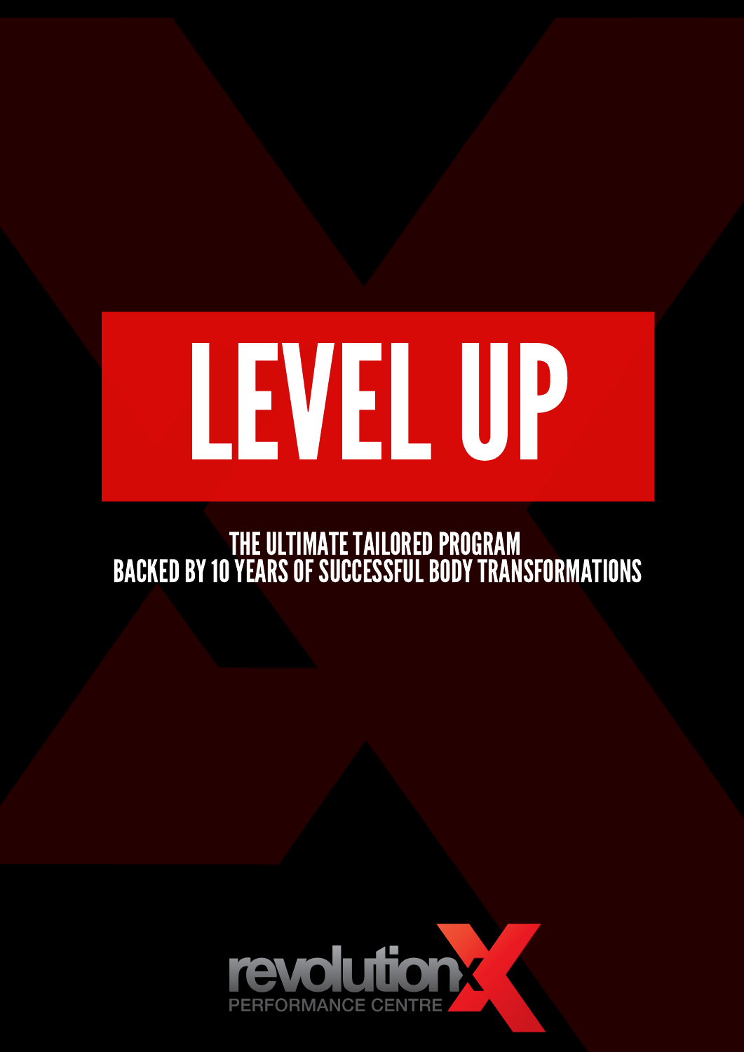# LEVEL UP

THE ULTIMATE TAILORED PROGRAM
BACKED BY 10 YEARS OF SUCCESSFUL BODY TRANSFORMATIONS

revolutionX
PERFORMANCE CENTRE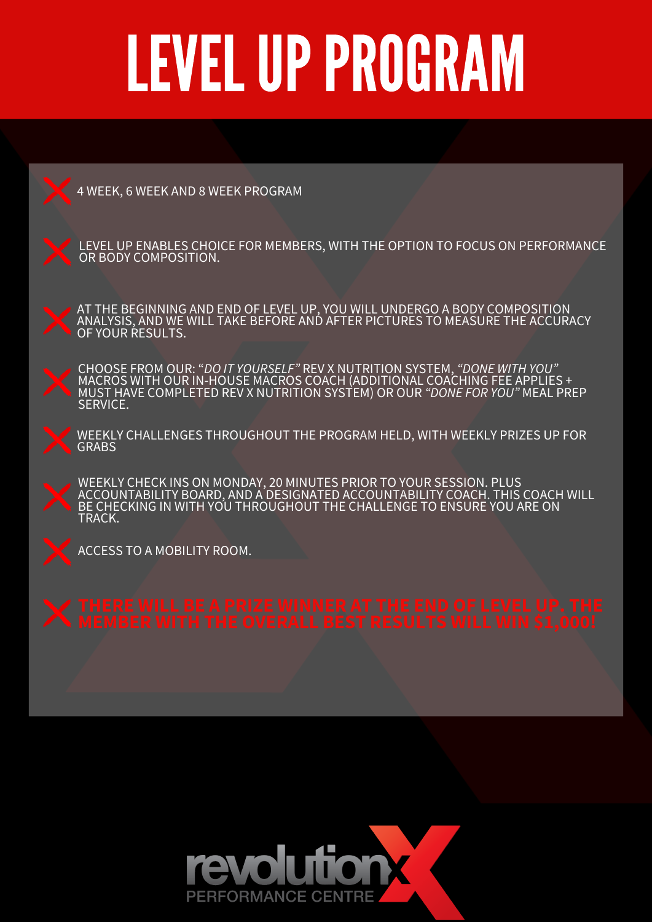# LEVEL UP PROGRAM

- 4 WEEK, 6 WEEK AND 8 WEEK PROGRAM
- LEVEL UP ENABLES CHOICE FOR MEMBERS, WITH THE OPTION TO FOCUS ON PERFORMANCE OR BODY COMPOSITION.
- AT THE BEGINNING AND END OF LEVEL UP, YOU WILL UNDERGO A BODY COMPOSITION ANALYSIS, AND WE WILL TAKE BEFORE AND AFTER PICTURES TO MEASURE THE ACCURACY OF YOUR RESULTS.
- CHOOSE FROM OUR: "*DO IT YOURSELF*" REV X NUTRITION SYSTEM, *"DONE WITH YOU"* MACROS WITH OUR IN-HOUSE MACROS COACH (ADDITIONAL COACHING FEE APPLIES + MUST HAVE COMPLETED REV X NUTRITION SYSTEM) OR OUR *"DONE FOR YOU"* MEAL PREP SERVICE.
- WEEKLY CHALLENGES THROUGHOUT THE PROGRAM HELD, WITH WEEKLY PRIZES UP FOR GRABS
- WEEKLY CHECK INS ON MONDAY, 20 MINUTES PRIOR TO YOUR SESSION. PLUS ACCOUNTABILITY BOARD, AND A DESIGNATED ACCOUNTABILITY COACH. THIS COACH WILL BE CHECKING IN WITH YOU THROUGHOUT THE CHALLENGE TO ENSURE YOU ARE ON TRACK.
- ACCESS TO A MOBILITY ROOM.
- **THERE WILL BE A PRIZE WINNER AT THE END OF LEVEL UP. THE MEMBER WITH THE OVERALL BEST RESULTS WILL WIN $1,000!**

revolutionX PERFORMANCE CENTRE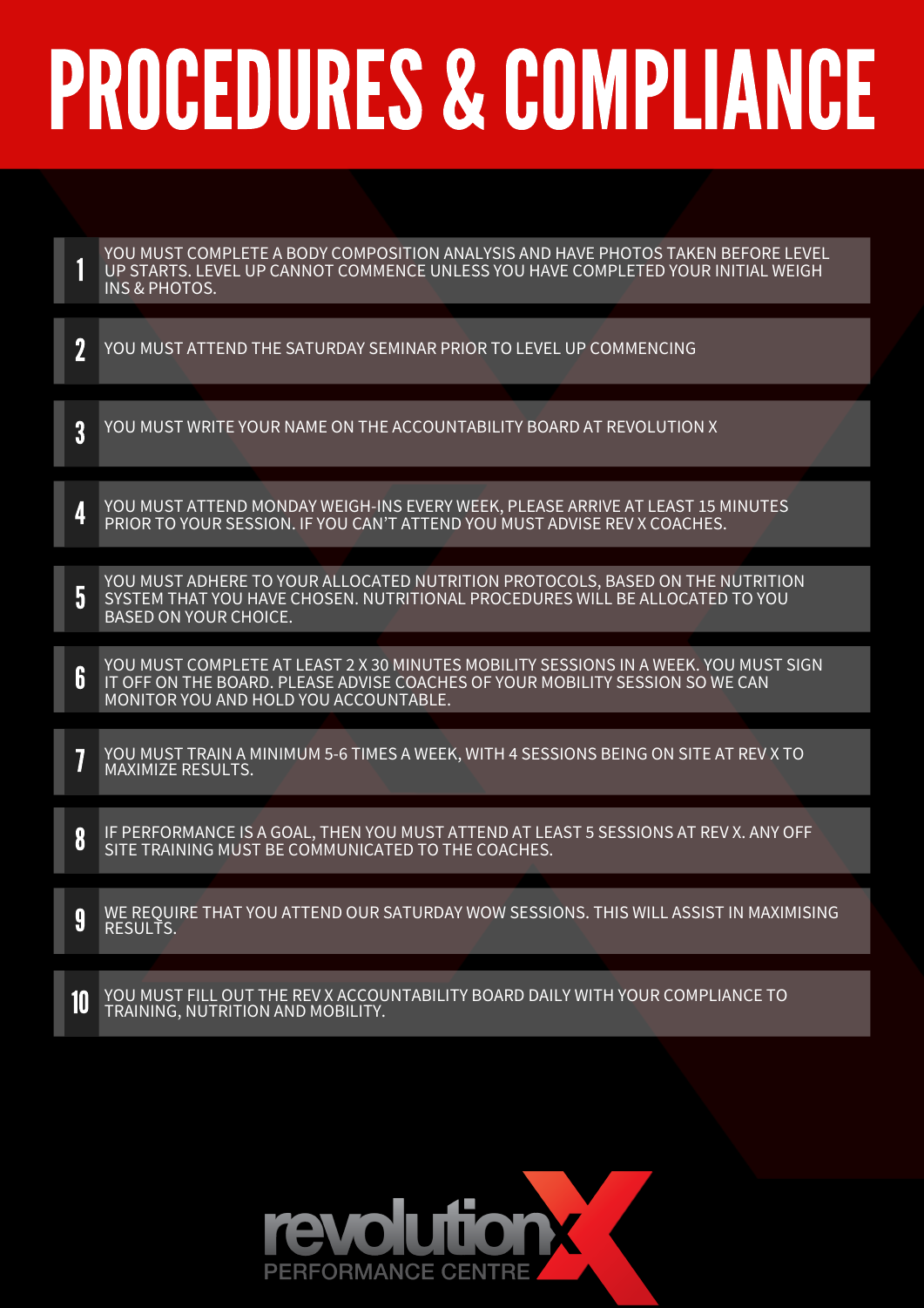# PROCEDURES & COMPLIANCE

1. YOU MUST COMPLETE A BODY COMPOSITION ANALYSIS AND HAVE PHOTOS TAKEN BEFORE LEVEL UP STARTS. LEVEL UP CANNOT COMMENCE UNLESS YOU HAVE COMPLETED YOUR INITIAL WEIGH INS & PHOTOS.
2. YOU MUST ATTEND THE SATURDAY SEMINAR PRIOR TO LEVEL UP COMMENCING
3. YOU MUST WRITE YOUR NAME ON THE ACCOUNTABILITY BOARD AT REVOLUTION X
4. YOU MUST ATTEND MONDAY WEIGH-INS EVERY WEEK, PLEASE ARRIVE AT LEAST 15 MINUTES PRIOR TO YOUR SESSION. IF YOU CAN'T ATTEND YOU MUST ADVISE REV X COACHES.
5. YOU MUST ADHERE TO YOUR ALLOCATED NUTRITION PROTOCOLS, BASED ON THE NUTRITION SYSTEM THAT YOU HAVE CHOSEN. NUTRITIONAL PROCEDURES WILL BE ALLOCATED TO YOU BASED ON YOUR CHOICE.
6. YOU MUST COMPLETE AT LEAST 2 X 30 MINUTES MOBILITY SESSIONS IN A WEEK. YOU MUST SIGN IT OFF ON THE BOARD. PLEASE ADVISE COACHES OF YOUR MOBILITY SESSION SO WE CAN MONITOR YOU AND HOLD YOU ACCOUNTABLE.
7. YOU MUST TRAIN A MINIMUM 5-6 TIMES A WEEK, WITH 4 SESSIONS BEING ON SITE AT REV X TO MAXIMIZE RESULTS.
8. IF PERFORMANCE IS A GOAL, THEN YOU MUST ATTEND AT LEAST 5 SESSIONS AT REV X. ANY OFF SITE TRAINING MUST BE COMMUNICATED TO THE COACHES.
9. WE REQUIRE THAT YOU ATTEND OUR SATURDAY WOW SESSIONS. THIS WILL ASSIST IN MAXIMISING RESULTS.
10. YOU MUST FILL OUT THE REV X ACCOUNTABILITY BOARD DAILY WITH YOUR COMPLIANCE TO TRAINING, NUTRITION AND MOBILITY.

revolutionX PERFORMANCE CENTRE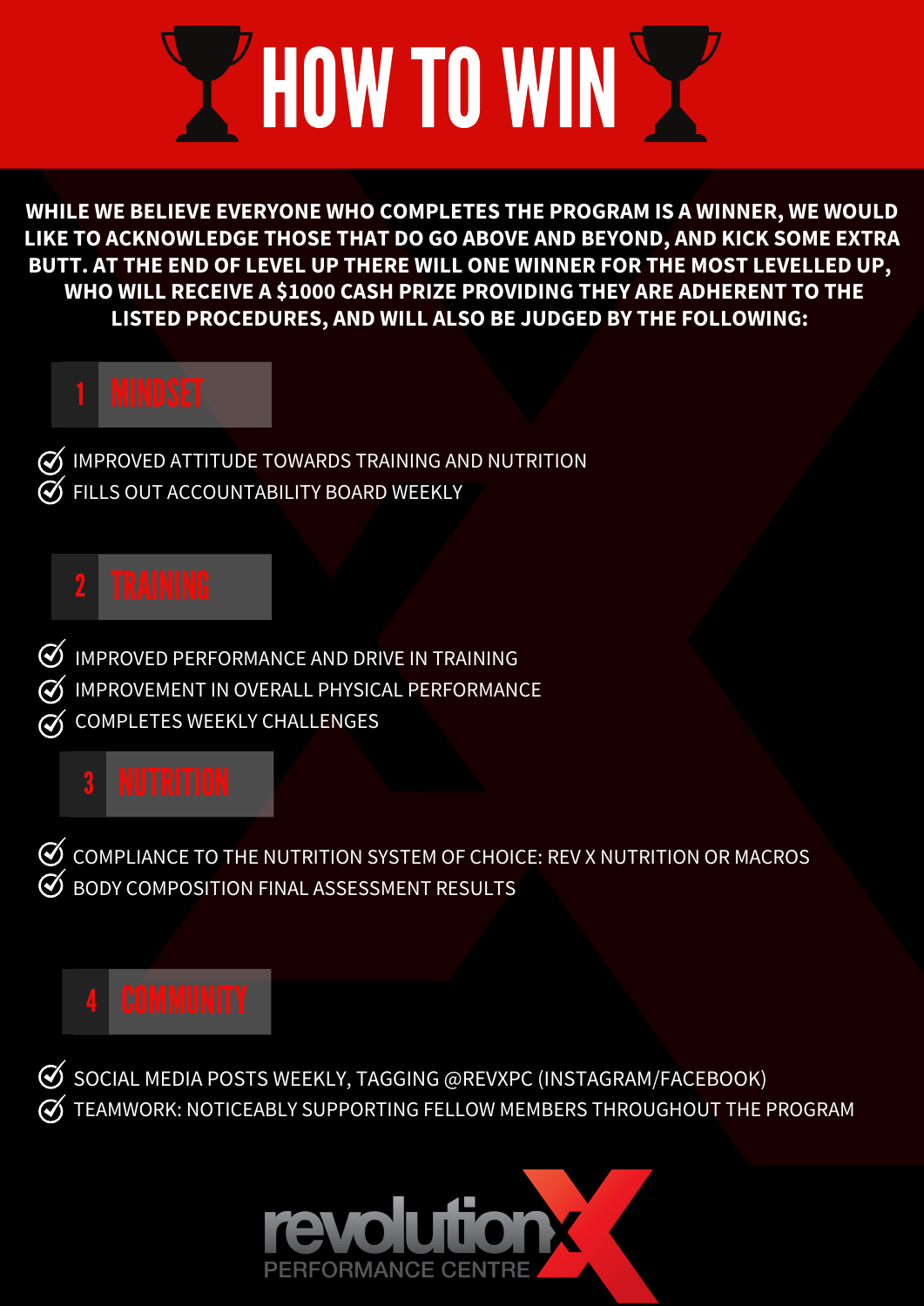# HOW TO WIN

**WHILE WE BELIEVE EVERYONE WHO COMPLETES THE PROGRAM IS A WINNER, WE WOULD LIKE TO ACKNOWLEDGE THOSE THAT DO GO ABOVE AND BEYOND, AND KICK SOME EXTRA BUTT. AT THE END OF LEVEL UP THERE WILL ONE WINNER FOR THE MOST LEVELLED UP, WHO WILL RECEIVE A $1000 CASH PRIZE PROVIDING THEY ARE ADHERENT TO THE LISTED PROCEDURES, AND WILL ALSO BE JUDGED BY THE FOLLOWING:**

## 1 MINDSET

- IMPROVED ATTITUDE TOWARDS TRAINING AND NUTRITION
- FILLS OUT ACCOUNTABILITY BOARD WEEKLY

## 2 TRAINING

- IMPROVED PERFORMANCE AND DRIVE IN TRAINING
- IMPROVEMENT IN OVERALL PHYSICAL PERFORMANCE
- COMPLETES WEEKLY CHALLENGES

## 3 NUTRITION

- COMPLIANCE TO THE NUTRITION SYSTEM OF CHOICE: REV X NUTRITION OR MACROS
- BODY COMPOSITION FINAL ASSESSMENT RESULTS

## 4 COMMUNITY

- SOCIAL MEDIA POSTS WEEKLY, TAGGING @REVXPC (INSTAGRAM/FACEBOOK)
- TEAMWORK: NOTICEABLY SUPPORTING FELLOW MEMBERS THROUGHOUT THE PROGRAM

revolutionX PERFORMANCE CENTRE